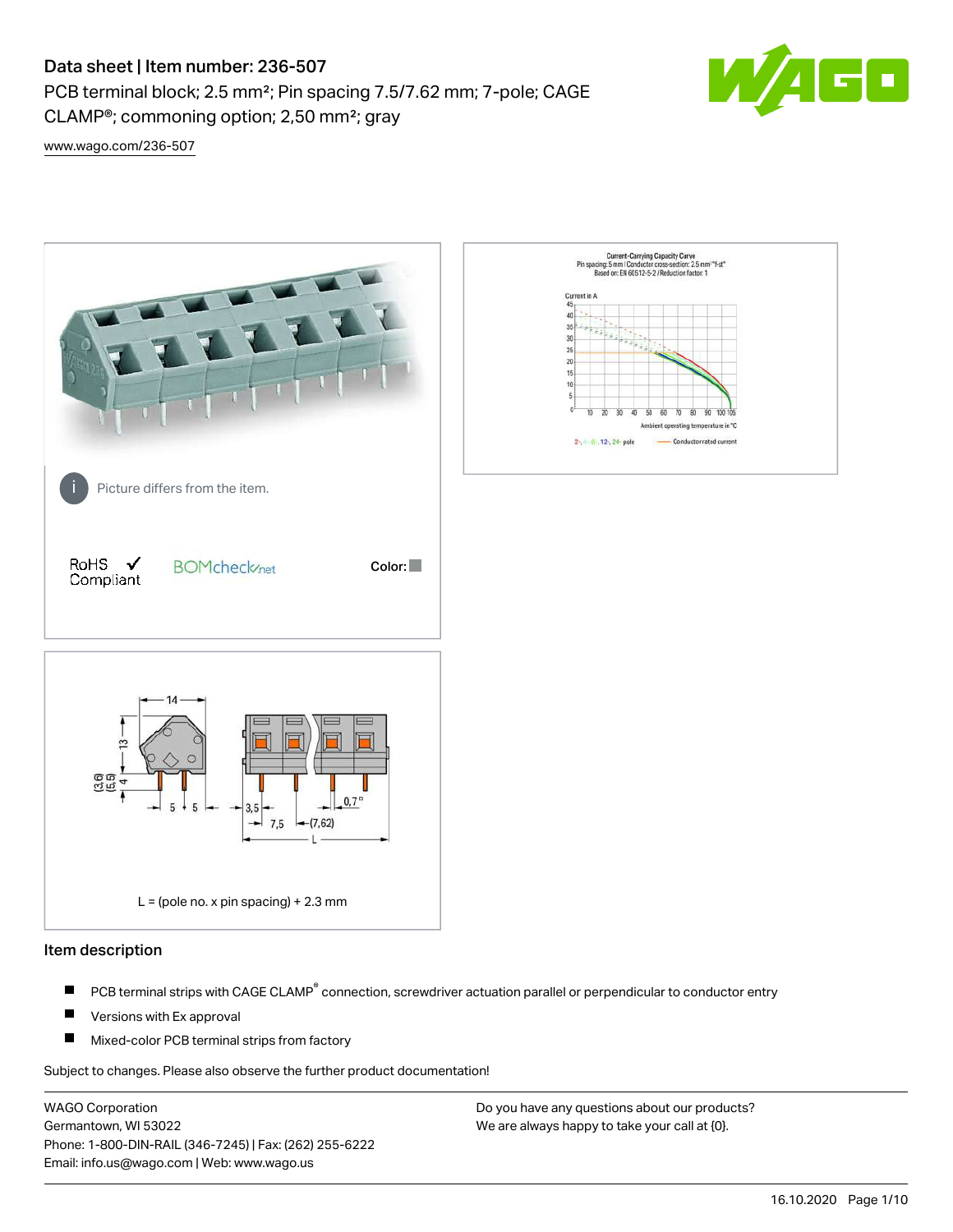# Data sheet | Item number: 236-507

PCB terminal block; 2.5 mm²; Pin spacing 7.5/7.62 mm; 7-pole; CAGE CLAMP®; commoning option; 2,50 mm²; gray

www.wago.com/236-507

Picture differs from the item.

RoHS ✓ Compliant

BOMcheck.net

Color:

L = (pole no. x pin spacing) + 2.3 mm

## Item description

- PCB terminal strips with CAGE CLAMP® connection, screwdriver actuation parallel or perpendicular to conductor entry
- Versions with Ex approval
- Mixed-color PCB terminal strips from factory

Subject to changes. Please also observe the further product documentation!

WAGO Corporation
Germantown, WI 53022
Phone: 1-800-DIN-RAIL (346-7245) | Fax: (262) 255-6222
Email: info.us@wago.com | Web: www.wago.us

Do you have any questions about our products?
We are always happy to take your call at {0}.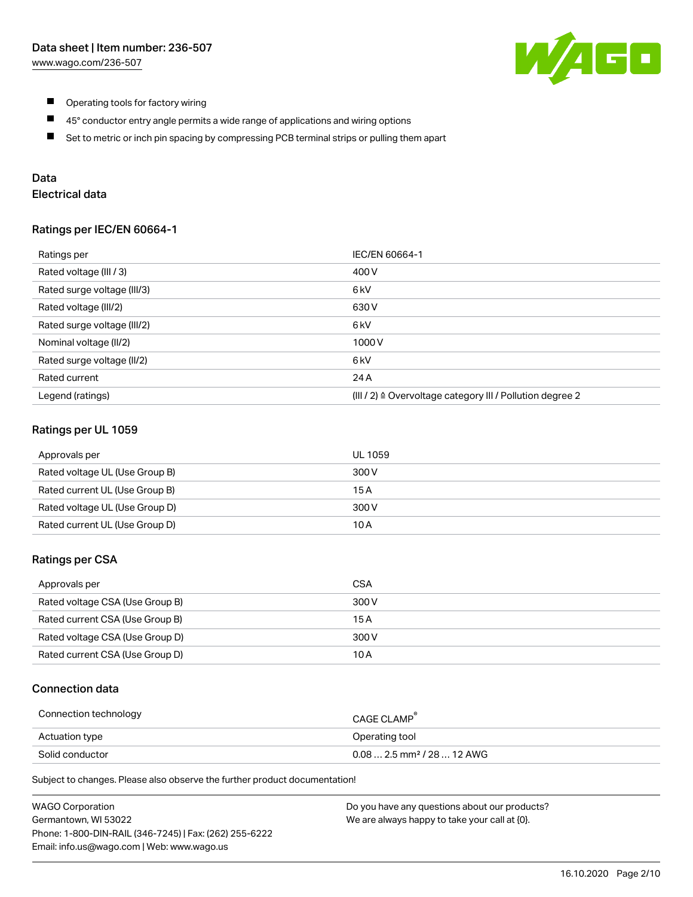- Operating tools for factory wiring
- 45° conductor entry angle permits a wide range of applications and wiring options
- Set to metric or inch pin spacing by compressing PCB terminal strips or pulling them apart

## Data

### Electrical data

#### Ratings per IEC/EN 60664-1

| Ratings per | IEC/EN 60664-1 |
|---|---|
| Rated voltage (III / 3) | 400 V |
| Rated surge voltage (III/3) | 6 kV |
| Rated voltage (III/2) | 630 V |
| Rated surge voltage (III/2) | 6 kV |
| Nominal voltage (II/2) | 1000 V |
| Rated surge voltage (II/2) | 6 kV |
| Rated current | 24 A |
| Legend (ratings) | (III / 2) ≙ Overvoltage category III / Pollution degree 2 |

#### Ratings per UL 1059

| Approvals per | UL 1059 |
|---|---|
| Rated voltage UL (Use Group B) | 300 V |
| Rated current UL (Use Group B) | 15 A |
| Rated voltage UL (Use Group D) | 300 V |
| Rated current UL (Use Group D) | 10 A |

#### Ratings per CSA

| Approvals per | CSA |
|---|---|
| Rated voltage CSA (Use Group B) | 300 V |
| Rated current CSA (Use Group B) | 15 A |
| Rated voltage CSA (Use Group D) | 300 V |
| Rated current CSA (Use Group D) | 10 A |

### Connection data

| Connection technology | CAGE CLAMP® |
|---|---|
| Actuation type | Operating tool |
| Solid conductor | 0.08 … 2.5 mm² / 28 … 12 AWG |

Subject to changes. Please also observe the further product documentation!

WAGO Corporation
Germantown, WI 53022
Phone: 1-800-DIN-RAIL (346-7245) | Fax: (262) 255-6222
Email: info.us@wago.com | Web: www.wago.us

Do you have any questions about our products?
We are always happy to take your call at {0}.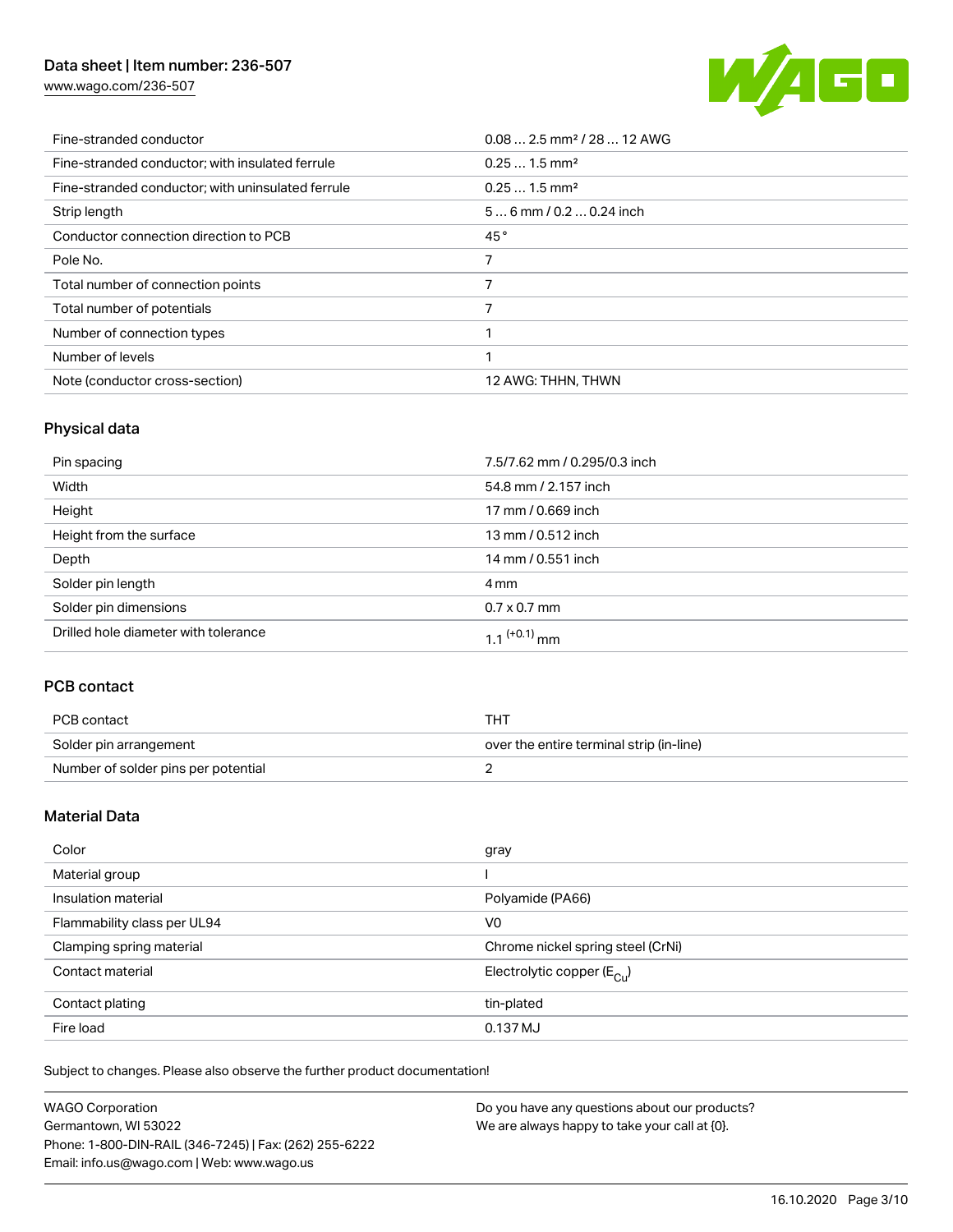| | |
|---|---|
| Fine-stranded conductor | 0.08 … 2.5 mm² / 28 … 12 AWG |
| Fine-stranded conductor; with insulated ferrule | 0.25 … 1.5 mm² |
| Fine-stranded conductor; with uninsulated ferrule | 0.25 … 1.5 mm² |
| Strip length | 5 … 6 mm / 0.2 … 0.24 inch |
| Conductor connection direction to PCB | 45 ° |
| Pole No. | 7 |
| Total number of connection points | 7 |
| Total number of potentials | 7 |
| Number of connection types | 1 |
| Number of levels | 1 |
| Note (conductor cross-section) | 12 AWG: THHN, THWN |

## Physical data

| | |
|---|---|
| Pin spacing | 7.5/7.62 mm / 0.295/0.3 inch |
| Width | 54.8 mm / 2.157 inch |
| Height | 17 mm / 0.669 inch |
| Height from the surface | 13 mm / 0.512 inch |
| Depth | 14 mm / 0.551 inch |
| Solder pin length | 4 mm |
| Solder pin dimensions | 0.7 x 0.7 mm |
| Drilled hole diameter with tolerance | $1.1^{(+0.1)}$ mm |

## PCB contact

| | |
|---|---|
| PCB contact | THT |
| Solder pin arrangement | over the entire terminal strip (in-line) |
| Number of solder pins per potential | 2 |

## Material Data

| | |
|---|---|
| Color | gray |
| Material group | I |
| Insulation material | Polyamide (PA66) |
| Flammability class per UL94 | V0 |
| Clamping spring material | Chrome nickel spring steel (CrNi) |
| Contact material | Electrolytic copper ($E_{Cu}$) |
| Contact plating | tin-plated |
| Fire load | 0.137 MJ |

Subject to changes. Please also observe the further product documentation!

WAGO Corporation
Germantown, WI 53022
Phone: 1-800-DIN-RAIL (346-7245) | Fax: (262) 255-6222
Email: info.us@wago.com | Web: www.wago.us

Do you have any questions about our products?
We are always happy to take your call at {0}.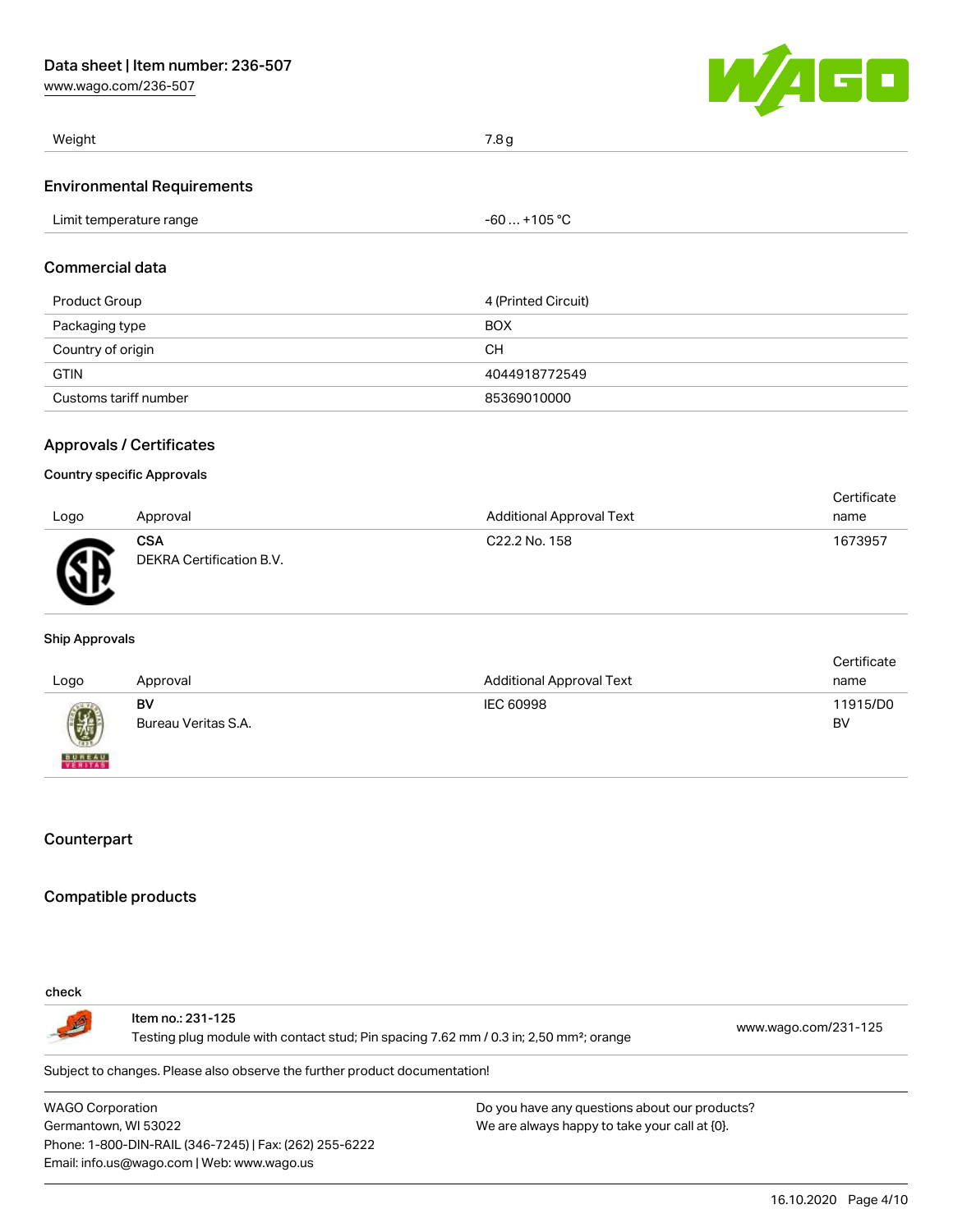| Weight | 7.8 g |
| --- | --- |

## Environmental Requirements

| Limit temperature range | -60 … +105 °C |
| --- | --- |

## Commercial data

| Product Group | 4 (Printed Circuit) |
| --- | --- |
| Packaging type | BOX |
| Country of origin | CH |
| GTIN | 4044918772549 |
| Customs tariff number | 85369010000 |

## Approvals / Certificates

### Country specific Approvals

| Logo | Approval | Additional Approval Text | Certificate name |
| --- | --- | --- | --- |
| | **CSA** DEKRA Certification B.V. | C22.2 No. 158 | 1673957 |

### Ship Approvals

| Logo | Approval | Additional Approval Text | Certificate name |
| --- | --- | --- | --- |
| | **BV** Bureau Veritas S.A. | IEC 60998 | 11915/D0 BV |

## Counterpart

## Compatible products

check

| | | |
| --- | --- | --- |
| | Item no.: 231-125 Testing plug module with contact stud; Pin spacing 7.62 mm / 0.3 in; 2,50 mm²; orange | www.wago.com/231-125 |

Subject to changes. Please also observe the further product documentation!

WAGO Corporation
Germantown, WI 53022
Phone: 1-800-DIN-RAIL (346-7245) | Fax: (262) 255-6222
Email: info.us@wago.com | Web: www.wago.us

Do you have any questions about our products?
We are always happy to take your call at {0}.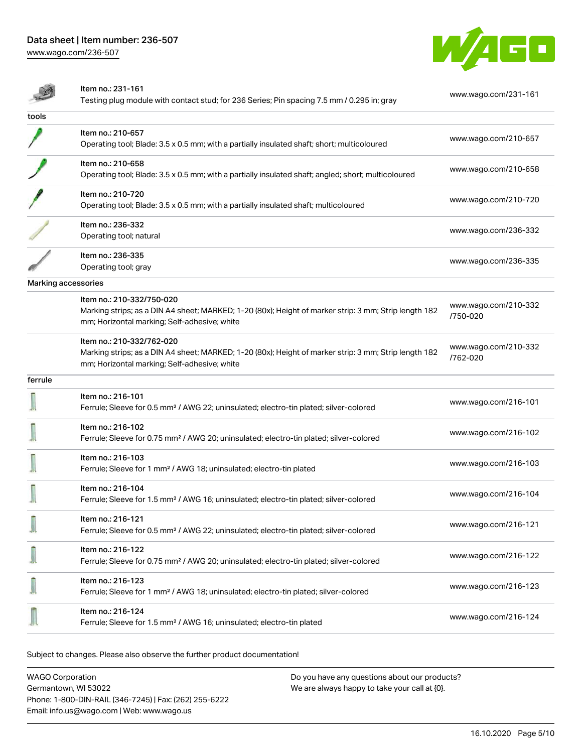| | | |
|---|---|---|
| | Item no.: 231-161<br>Testing plug module with contact stud; for 236 Series; Pin spacing 7.5 mm / 0.295 in; gray | www.wago.com/231-161 |

**tools**

| | | |
|---|---|---|
| | Item no.: 210-657<br>Operating tool; Blade: 3.5 x 0.5 mm; with a partially insulated shaft; short; multicoloured | www.wago.com/210-657 |
| | Item no.: 210-658<br>Operating tool; Blade: 3.5 x 0.5 mm; with a partially insulated shaft; angled; short; multicoloured | www.wago.com/210-658 |
| | Item no.: 210-720<br>Operating tool; Blade: 3.5 x 0.5 mm; with a partially insulated shaft; multicoloured | www.wago.com/210-720 |
| | Item no.: 236-332<br>Operating tool; natural | www.wago.com/236-332 |
| | Item no.: 236-335<br>Operating tool; gray | www.wago.com/236-335 |

**Marking accessories**

| | | |
|---|---|---|
| | Item no.: 210-332/750-020<br>Marking strips; as a DIN A4 sheet; MARKED; 1-20 (80x); Height of marker strip: 3 mm; Strip length 182 mm; Horizontal marking; Self-adhesive; white | www.wago.com/210-332/750-020 |
| | Item no.: 210-332/762-020<br>Marking strips; as a DIN A4 sheet; MARKED; 1-20 (80x); Height of marker strip: 3 mm; Strip length 182 mm; Horizontal marking; Self-adhesive; white | www.wago.com/210-332/762-020 |

**ferrule**

| | | |
|---|---|---|
| | Item no.: 216-101<br>Ferrule; Sleeve for 0.5 mm² / AWG 22; uninsulated; electro-tin plated; silver-colored | www.wago.com/216-101 |
| | Item no.: 216-102<br>Ferrule; Sleeve for 0.75 mm² / AWG 20; uninsulated; electro-tin plated; silver-colored | www.wago.com/216-102 |
| | Item no.: 216-103<br>Ferrule; Sleeve for 1 mm² / AWG 18; uninsulated; electro-tin plated | www.wago.com/216-103 |
| | Item no.: 216-104<br>Ferrule; Sleeve for 1.5 mm² / AWG 16; uninsulated; electro-tin plated; silver-colored | www.wago.com/216-104 |
| | Item no.: 216-121<br>Ferrule; Sleeve for 0.5 mm² / AWG 22; uninsulated; electro-tin plated; silver-colored | www.wago.com/216-121 |
| | Item no.: 216-122<br>Ferrule; Sleeve for 0.75 mm² / AWG 20; uninsulated; electro-tin plated; silver-colored | www.wago.com/216-122 |
| | Item no.: 216-123<br>Ferrule; Sleeve for 1 mm² / AWG 18; uninsulated; electro-tin plated; silver-colored | www.wago.com/216-123 |
| | Item no.: 216-124<br>Ferrule; Sleeve for 1.5 mm² / AWG 16; uninsulated; electro-tin plated | www.wago.com/216-124 |

Subject to changes. Please also observe the further product documentation!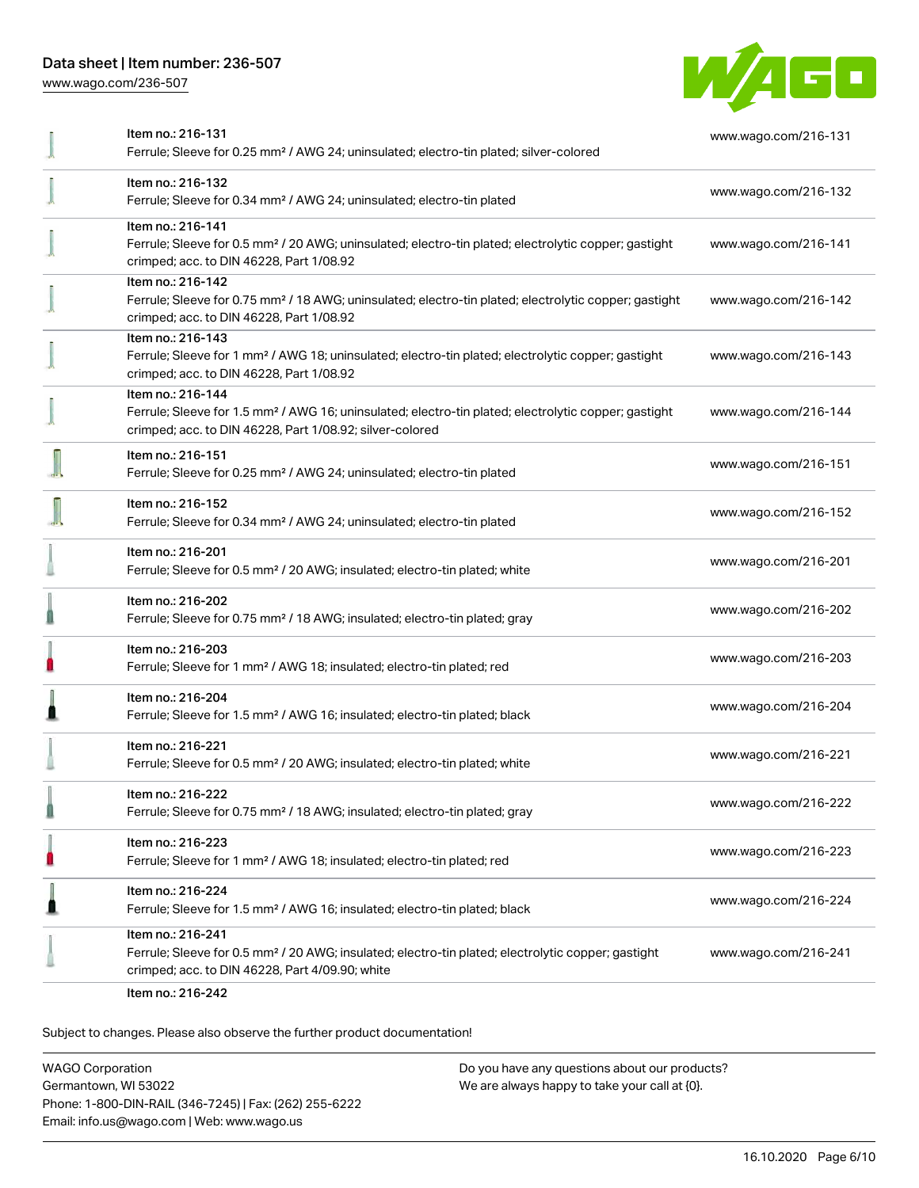| | | |
|---|---|---|
| | Item no.: 216-131<br>Ferrule; Sleeve for 0.25 mm² / AWG 24; uninsulated; electro-tin plated; silver-colored | www.wago.com/216-131 |
| | Item no.: 216-132<br>Ferrule; Sleeve for 0.34 mm² / AWG 24; uninsulated; electro-tin plated | www.wago.com/216-132 |
| | Item no.: 216-141<br>Ferrule; Sleeve for 0.5 mm² / 20 AWG; uninsulated; electro-tin plated; electrolytic copper; gastight crimped; acc. to DIN 46228, Part 1/08.92 | www.wago.com/216-141 |
| | Item no.: 216-142<br>Ferrule; Sleeve for 0.75 mm² / 18 AWG; uninsulated; electro-tin plated; electrolytic copper; gastight crimped; acc. to DIN 46228, Part 1/08.92 | www.wago.com/216-142 |
| | Item no.: 216-143<br>Ferrule; Sleeve for 1 mm² / AWG 18; uninsulated; electro-tin plated; electrolytic copper; gastight crimped; acc. to DIN 46228, Part 1/08.92 | www.wago.com/216-143 |
| | Item no.: 216-144<br>Ferrule; Sleeve for 1.5 mm² / AWG 16; uninsulated; electro-tin plated; electrolytic copper; gastight crimped; acc. to DIN 46228, Part 1/08.92; silver-colored | www.wago.com/216-144 |
| | Item no.: 216-151<br>Ferrule; Sleeve for 0.25 mm² / AWG 24; uninsulated; electro-tin plated | www.wago.com/216-151 |
| | Item no.: 216-152<br>Ferrule; Sleeve for 0.34 mm² / AWG 24; uninsulated; electro-tin plated | www.wago.com/216-152 |
| | Item no.: 216-201<br>Ferrule; Sleeve for 0.5 mm² / 20 AWG; insulated; electro-tin plated; white | www.wago.com/216-201 |
| | Item no.: 216-202<br>Ferrule; Sleeve for 0.75 mm² / 18 AWG; insulated; electro-tin plated; gray | www.wago.com/216-202 |
| | Item no.: 216-203<br>Ferrule; Sleeve for 1 mm² / AWG 18; insulated; electro-tin plated; red | www.wago.com/216-203 |
| | Item no.: 216-204<br>Ferrule; Sleeve for 1.5 mm² / AWG 16; insulated; electro-tin plated; black | www.wago.com/216-204 |
| | Item no.: 216-221<br>Ferrule; Sleeve for 0.5 mm² / 20 AWG; insulated; electro-tin plated; white | www.wago.com/216-221 |
| | Item no.: 216-222<br>Ferrule; Sleeve for 0.75 mm² / 18 AWG; insulated; electro-tin plated; gray | www.wago.com/216-222 |
| | Item no.: 216-223<br>Ferrule; Sleeve for 1 mm² / AWG 18; insulated; electro-tin plated; red | www.wago.com/216-223 |
| | Item no.: 216-224<br>Ferrule; Sleeve for 1.5 mm² / AWG 16; insulated; electro-tin plated; black | www.wago.com/216-224 |
| | Item no.: 216-241<br>Ferrule; Sleeve for 0.5 mm² / 20 AWG; insulated; electro-tin plated; electrolytic copper; gastight crimped; acc. to DIN 46228, Part 4/09.90; white | www.wago.com/216-241 |
| | Item no.: 216-242 | |

Subject to changes. Please also observe the further product documentation!

WAGO Corporation
Germantown, WI 53022
Phone: 1-800-DIN-RAIL (346-7245) | Fax: (262) 255-6222
Email: info.us@wago.com | Web: www.wago.us

Do you have any questions about our products?
We are always happy to take your call at {0}.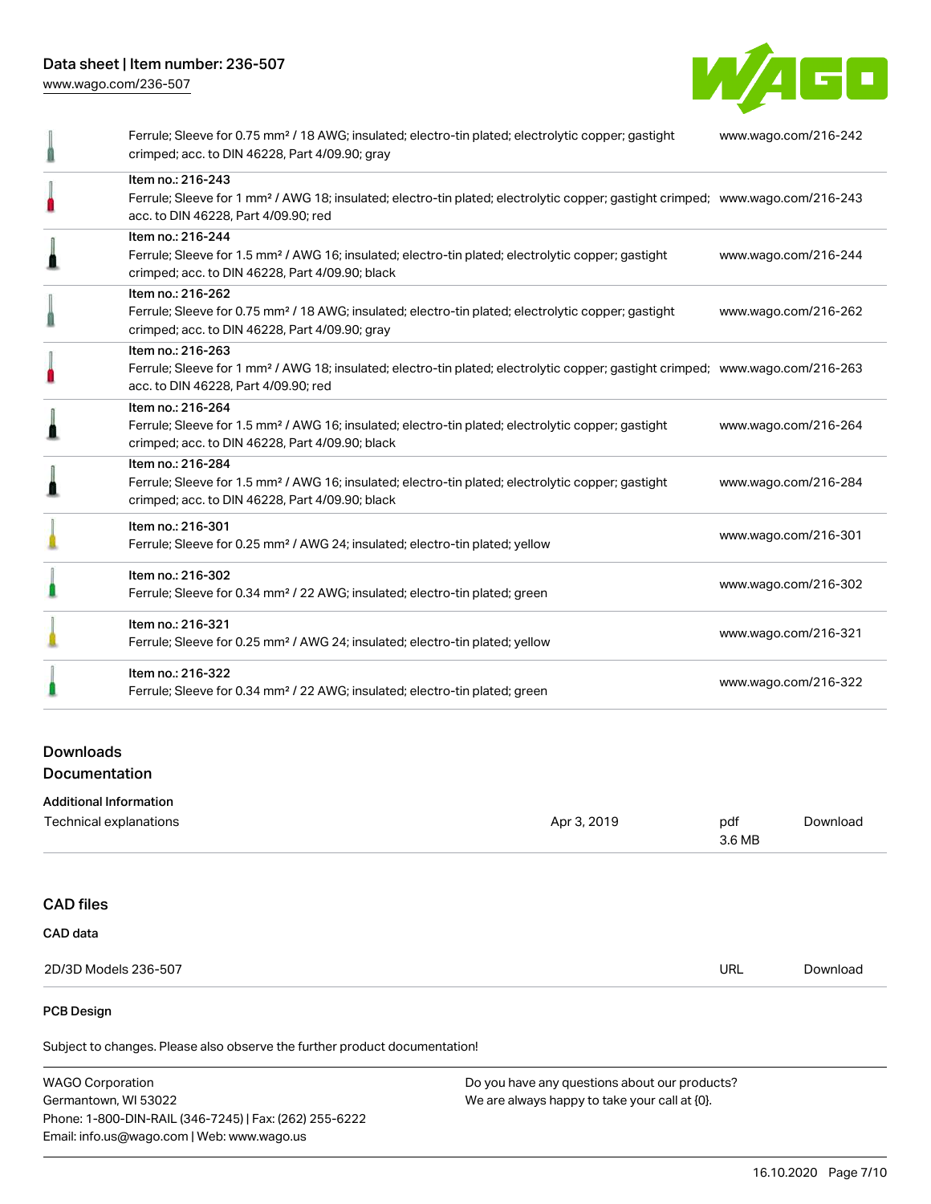| | | |
|---|---|---|
| | Ferrule; Sleeve for 0.75 mm² / 18 AWG; insulated; electro-tin plated; electrolytic copper; gastight crimped; acc. to DIN 46228, Part 4/09.90; gray | www.wago.com/216-242 |
| | Item no.: 216-243<br>Ferrule; Sleeve for 1 mm² / AWG 18; insulated; electro-tin plated; electrolytic copper; gastight crimped; acc. to DIN 46228, Part 4/09.90; red | www.wago.com/216-243 |
| | Item no.: 216-244<br>Ferrule; Sleeve for 1.5 mm² / AWG 16; insulated; electro-tin plated; electrolytic copper; gastight crimped; acc. to DIN 46228, Part 4/09.90; black | www.wago.com/216-244 |
| | Item no.: 216-262<br>Ferrule; Sleeve for 0.75 mm² / 18 AWG; insulated; electro-tin plated; electrolytic copper; gastight crimped; acc. to DIN 46228, Part 4/09.90; gray | www.wago.com/216-262 |
| | Item no.: 216-263<br>Ferrule; Sleeve for 1 mm² / AWG 18; insulated; electro-tin plated; electrolytic copper; gastight crimped; acc. to DIN 46228, Part 4/09.90; red | www.wago.com/216-263 |
| | Item no.: 216-264<br>Ferrule; Sleeve for 1.5 mm² / AWG 16; insulated; electro-tin plated; electrolytic copper; gastight crimped; acc. to DIN 46228, Part 4/09.90; black | www.wago.com/216-264 |
| | Item no.: 216-284<br>Ferrule; Sleeve for 1.5 mm² / AWG 16; insulated; electro-tin plated; electrolytic copper; gastight crimped; acc. to DIN 46228, Part 4/09.90; black | www.wago.com/216-284 |
| | Item no.: 216-301<br>Ferrule; Sleeve for 0.25 mm² / AWG 24; insulated; electro-tin plated; yellow | www.wago.com/216-301 |
| | Item no.: 216-302<br>Ferrule; Sleeve for 0.34 mm² / 22 AWG; insulated; electro-tin plated; green | www.wago.com/216-302 |
| | Item no.: 216-321<br>Ferrule; Sleeve for 0.25 mm² / AWG 24; insulated; electro-tin plated; yellow | www.wago.com/216-321 |
| | Item no.: 216-322<br>Ferrule; Sleeve for 0.34 mm² / 22 AWG; insulated; electro-tin plated; green | www.wago.com/216-322 |

## Downloads

### Documentation

#### Additional Information

| | | | |
|---|---|---|---|
| Technical explanations | Apr 3, 2019 | pdf<br>3.6 MB | Download |

### CAD files

#### CAD data

| | | |
|---|---|---|
| 2D/3D Models 236-507 | URL | Download |

#### PCB Design

Subject to changes. Please also observe the further product documentation!

WAGO Corporation
Germantown, WI 53022
Phone: 1-800-DIN-RAIL (346-7245) | Fax: (262) 255-6222
Email: info.us@wago.com | Web: www.wago.us

Do you have any questions about our products?
We are always happy to take your call at {0}.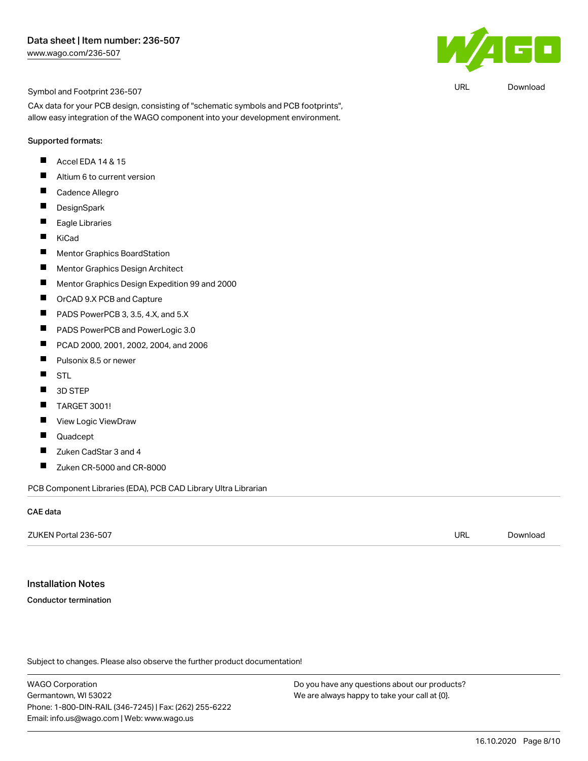Symbol and Footprint 236-507 | URL | Download

CAx data for your PCB design, consisting of "schematic symbols and PCB footprints", allow easy integration of the WAGO component into your development environment.

Supported formats:

- Accel EDA 14 & 15
- Altium 6 to current version
- Cadence Allegro
- DesignSpark
- Eagle Libraries
- KiCad
- Mentor Graphics BoardStation
- Mentor Graphics Design Architect
- Mentor Graphics Design Expedition 99 and 2000
- OrCAD 9.X PCB and Capture
- PADS PowerPCB 3, 3.5, 4.X, and 5.X
- PADS PowerPCB and PowerLogic 3.0
- PCAD 2000, 2001, 2002, 2004, and 2006
- Pulsonix 8.5 or newer
- STL
- 3D STEP
- TARGET 3001!
- View Logic ViewDraw
- Quadcept
- Zuken CadStar 3 and 4
- Zuken CR-5000 and CR-8000

PCB Component Libraries (EDA), PCB CAD Library Ultra Librarian

### CAE data

ZUKEN Portal 236-507 | URL | Download

## Installation Notes

**Conductor termination**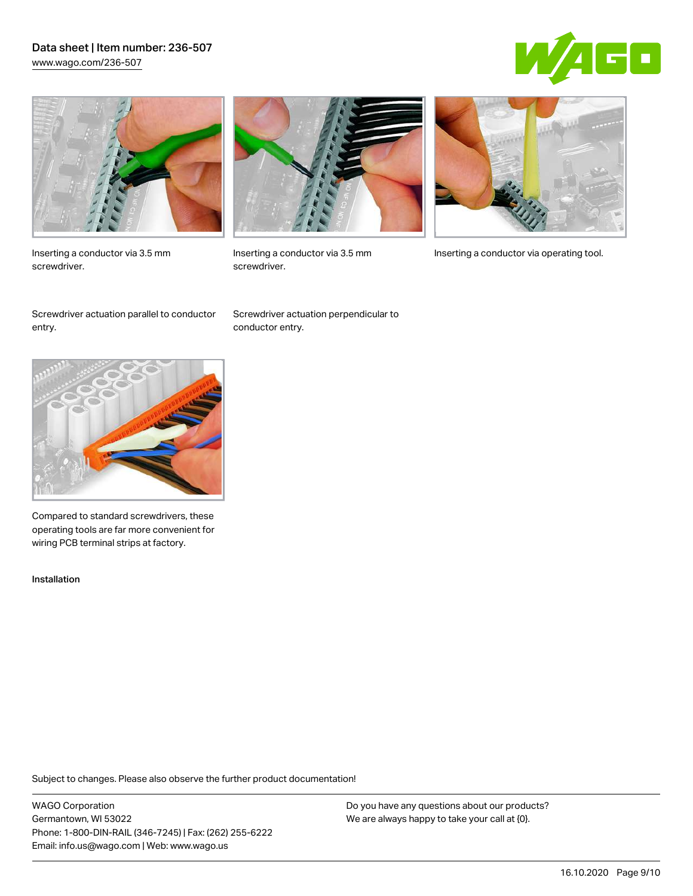Inserting a conductor via 3.5 mm screwdriver.

Inserting a conductor via 3.5 mm screwdriver.

Inserting a conductor via operating tool.

Screwdriver actuation parallel to conductor entry.

Screwdriver actuation perpendicular to conductor entry.

Compared to standard screwdrivers, these operating tools are far more convenient for wiring PCB terminal strips at factory.

Installation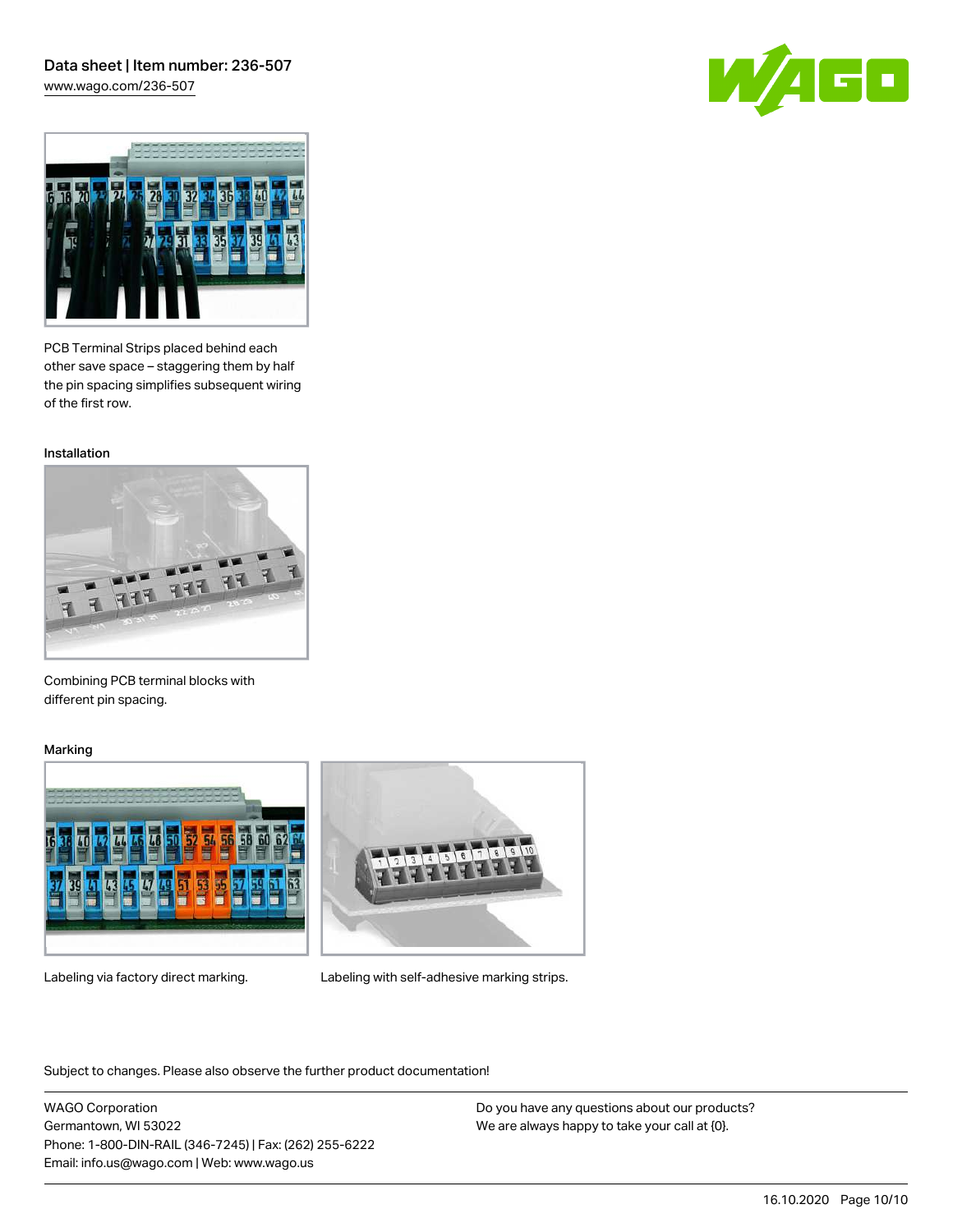PCB Terminal Strips placed behind each other save space – staggering them by half the pin spacing simplifies subsequent wiring of the first row.

Installation

Combining PCB terminal blocks with different pin spacing.

Marking

Labeling via factory direct marking.

Labeling with self-adhesive marking strips.

Subject to changes. Please also observe the further product documentation!

WAGO Corporation
Germantown, WI 53022
Phone: 1-800-DIN-RAIL (346-7245) | Fax: (262) 255-6222
Email: info.us@wago.com | Web: www.wago.us

Do you have any questions about our products?
We are always happy to take your call at {0}.